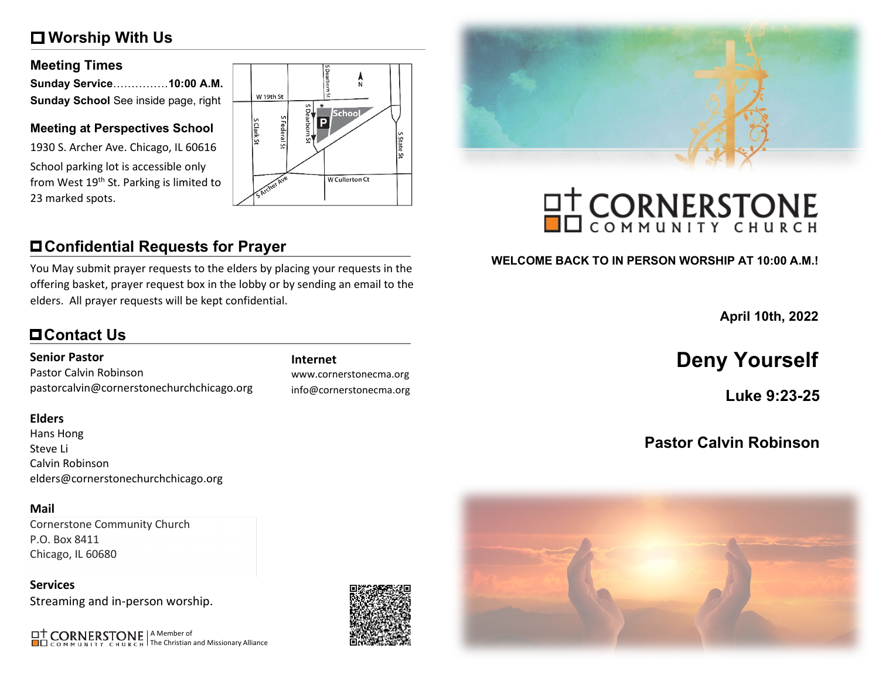## Worship With Us

### Meeting Times

**Sunday Service**...............**10:00 A.M.**
**Sunday School** See inside page, right

### Meeting at Perspectives School

1930 S. Archer Ave. Chicago, IL 60616

School parking lot is accessible only from West 19th St. Parking is limited to 23 marked spots.

## Confidential Requests for Prayer

You May submit prayer requests to the elders by placing your requests in the offering basket, prayer request box in the lobby or by sending an email to the elders. All prayer requests will be kept confidential.

## Contact Us

**Senior Pastor**
Pastor Calvin Robinson
pastorcalvin@cornerstonechurchchicago.org

**Internet**
www.cornerstonecma.org
info@cornerstonecma.org

**Elders**
Hans Hong
Steve Li
Calvin Robinson
elders@cornerstonechurchchicago.org

**Mail**
Cornerstone Community Church
P.O. Box 8411
Chicago, IL 60680

**Services**
Streaming and in-person worship.

CORNERSTONE COMMUNITY CHURCH | A Member of The Christian and Missionary Alliance

# CORNERSTONE COMMUNITY CHURCH

**WELCOME BACK TO IN PERSON WORSHIP AT 10:00 A.M.!**

**April 10th, 2022**

# Deny Yourself

**Luke 9:23-25**

**Pastor Calvin Robinson**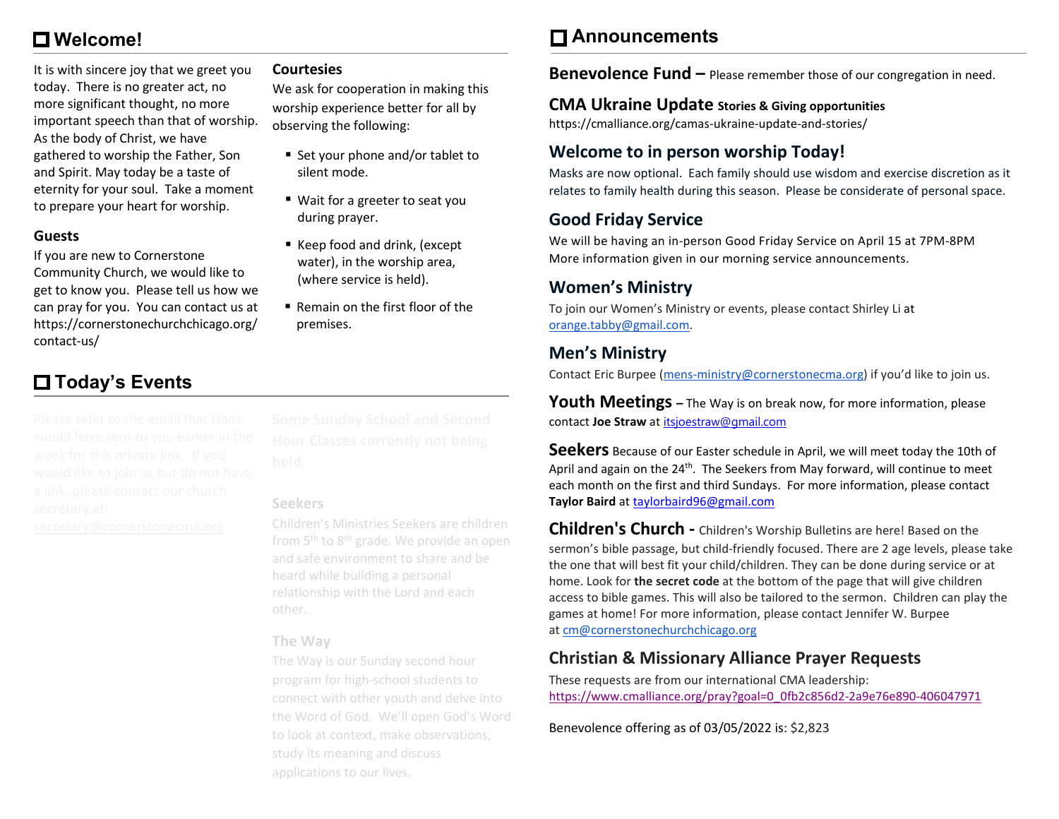## ☐ Welcome!

It is with sincere joy that we greet you today. There is no greater act, no more significant thought, no more important speech than that of worship. As the body of Christ, we have gathered to worship the Father, Son and Spirit. May today be a taste of eternity for your soul. Take a moment to prepare your heart for worship.

### Guests

If you are new to Cornerstone Community Church, we would like to get to know you. Please tell us how we can pray for you. You can contact us at https://cornerstonechurchchicago.org/contact-us/

### Courtesies

We ask for cooperation in making this worship experience better for all by observing the following:

- Set your phone and/or tablet to silent mode.
- Wait for a greeter to seat you during prayer.
- Keep food and drink, (except water), in the worship area, (where service is held).
- Remain on the first floor of the premises.

## ☐ Today's Events

Please refer to the email that Hans would have sent to you earlier in the week for this private link. If you would like to join us but do not have a link, please contact our church secretary at: secretary@cornerstonecma.org

**Some Sunday School and Second Hour Classes currently not being held.**

### Seekers

Children's Ministries Seekers are children from 5th to 8th grade. We provide an open and safe environment to share and be heard while building a personal relationship with the Lord and each other.

### The Way

The Way is our Sunday second hour program for high-school students to connect with other youth and delve into the Word of God. We'll open God's Word to look at context, make observations, study its meaning and discuss applications to our lives.

## ☐ Announcements

**Benevolence Fund –** Please remember those of our congregation in need.

**CMA Ukraine Update** **Stories & Giving opportunities**
https://cmalliance.org/camas-ukraine-update-and-stories/

### Welcome to in person worship Today!

Masks are now optional. Each family should use wisdom and exercise discretion as it relates to family health during this season. Please be considerate of personal space.

### Good Friday Service

We will be having an in-person Good Friday Service on April 15 at 7PM-8PM
More information given in our morning service announcements.

### Women's Ministry

To join our Women's Ministry or events, please contact Shirley Li at orange.tabby@gmail.com.

### Men's Ministry

Contact Eric Burpee (mens-ministry@cornerstonecma.org) if you'd like to join us.

**Youth Meetings –** The Way is on break now, for more information, please contact **Joe Straw** at itsjoestraw@gmail.com

**Seekers** Because of our Easter schedule in April, we will meet today the 10th of April and again on the 24th. The Seekers from May forward, will continue to meet each month on the first and third Sundays. For more information, please contact **Taylor Baird** at taylorbaird96@gmail.com

**Children's Church -** Children's Worship Bulletins are here! Based on the sermon's bible passage, but child-friendly focused. There are 2 age levels, please take the one that will best fit your child/children. They can be done during service or at home. Look for **the secret code** at the bottom of the page that will give children access to bible games. This will also be tailored to the sermon. Children can play the games at home! For more information, please contact Jennifer W. Burpee at cm@cornerstonechurchchicago.org

### Christian & Missionary Alliance Prayer Requests

These requests are from our international CMA leadership:
https://www.cmalliance.org/pray?goal=0_0fb2c856d2-2a9e76e890-406047971

Benevolence offering as of 03/05/2022 is: $2,823